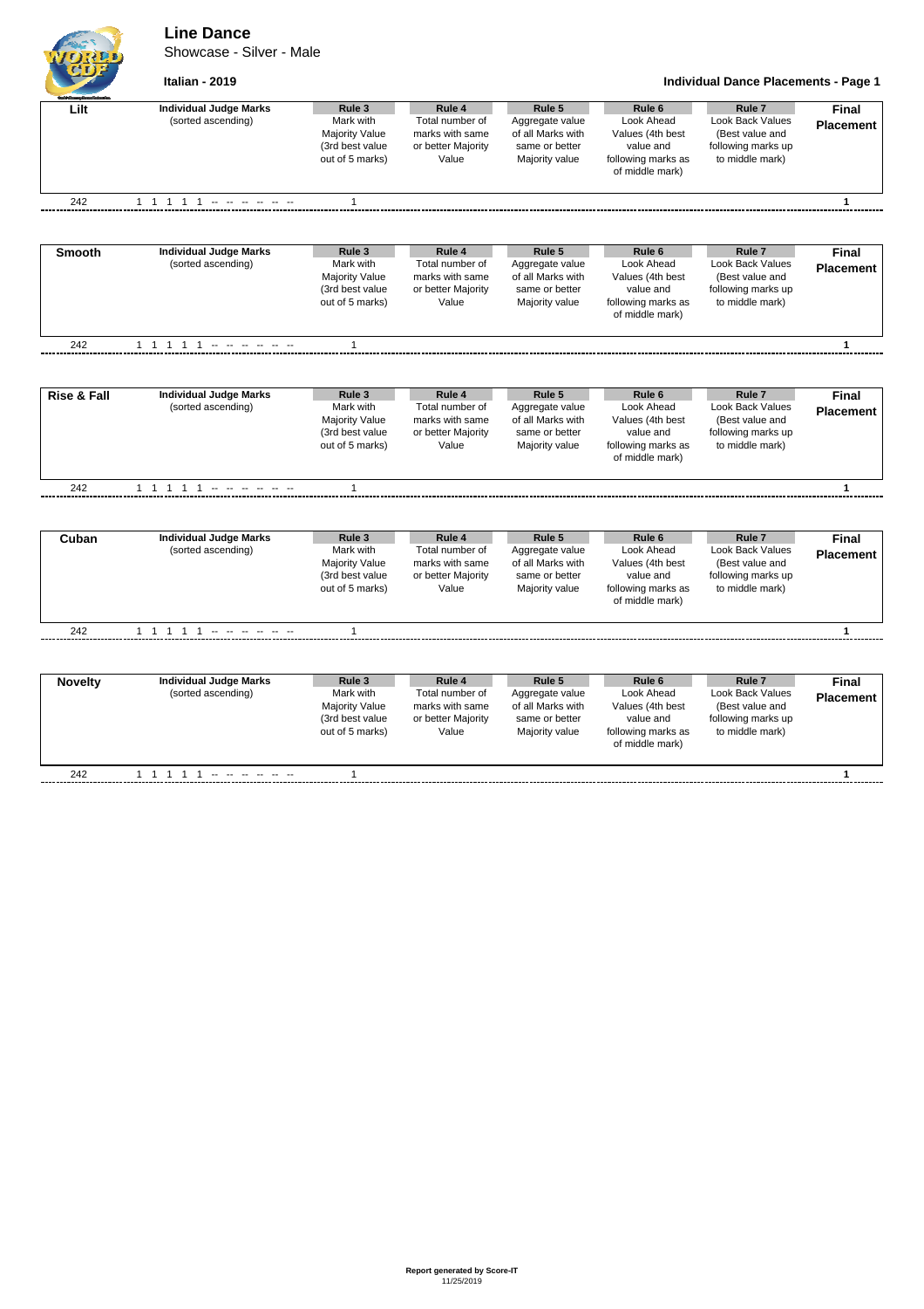# Line Dance

Showcase - Silver - Male

**Italian - 2019**

**Individual Dance Placements - Page 1**

| Lilt | Individual Judge Marks (sorted ascending) | Rule 3 Mark with Majority Value (3rd best value out of 5 marks) | Rule 4 Total number of marks with same or better Majority Value | Rule 5 Aggregate value of all Marks with same or better Majority value | Rule 6 Look Ahead Values (4th best value and following marks as of middle mark) | Rule 7 Look Back Values (Best value and following marks up to middle mark) | Final Placement |
|---|---|---|---|---|---|---|---|
| 242 | 1 1 1 1 1 -- -- -- -- -- -- | 1 | | | | | 1 |

| Smooth | Individual Judge Marks (sorted ascending) | Rule 3 Mark with Majority Value (3rd best value out of 5 marks) | Rule 4 Total number of marks with same or better Majority Value | Rule 5 Aggregate value of all Marks with same or better Majority value | Rule 6 Look Ahead Values (4th best value and following marks as of middle mark) | Rule 7 Look Back Values (Best value and following marks up to middle mark) | Final Placement |
|---|---|---|---|---|---|---|---|
| 242 | 1 1 1 1 1 -- -- -- -- -- -- | 1 | | | | | 1 |

| Rise & Fall | Individual Judge Marks (sorted ascending) | Rule 3 Mark with Majority Value (3rd best value out of 5 marks) | Rule 4 Total number of marks with same or better Majority Value | Rule 5 Aggregate value of all Marks with same or better Majority value | Rule 6 Look Ahead Values (4th best value and following marks as of middle mark) | Rule 7 Look Back Values (Best value and following marks up to middle mark) | Final Placement |
|---|---|---|---|---|---|---|---|
| 242 | 1 1 1 1 1 -- -- -- -- -- -- | 1 | | | | | 1 |

| Cuban | Individual Judge Marks (sorted ascending) | Rule 3 Mark with Majority Value (3rd best value out of 5 marks) | Rule 4 Total number of marks with same or better Majority Value | Rule 5 Aggregate value of all Marks with same or better Majority value | Rule 6 Look Ahead Values (4th best value and following marks as of middle mark) | Rule 7 Look Back Values (Best value and following marks up to middle mark) | Final Placement |
|---|---|---|---|---|---|---|---|
| 242 | 1 1 1 1 1 -- -- -- -- -- -- | 1 | | | | | 1 |

| Novelty | Individual Judge Marks (sorted ascending) | Rule 3 Mark with Majority Value (3rd best value out of 5 marks) | Rule 4 Total number of marks with same or better Majority Value | Rule 5 Aggregate value of all Marks with same or better Majority value | Rule 6 Look Ahead Values (4th best value and following marks as of middle mark) | Rule 7 Look Back Values (Best value and following marks up to middle mark) | Final Placement |
|---|---|---|---|---|---|---|---|
| 242 | 1 1 1 1 1 -- -- -- -- -- -- | 1 | | | | | 1 |

**Report generated by Score-IT**
11/25/2019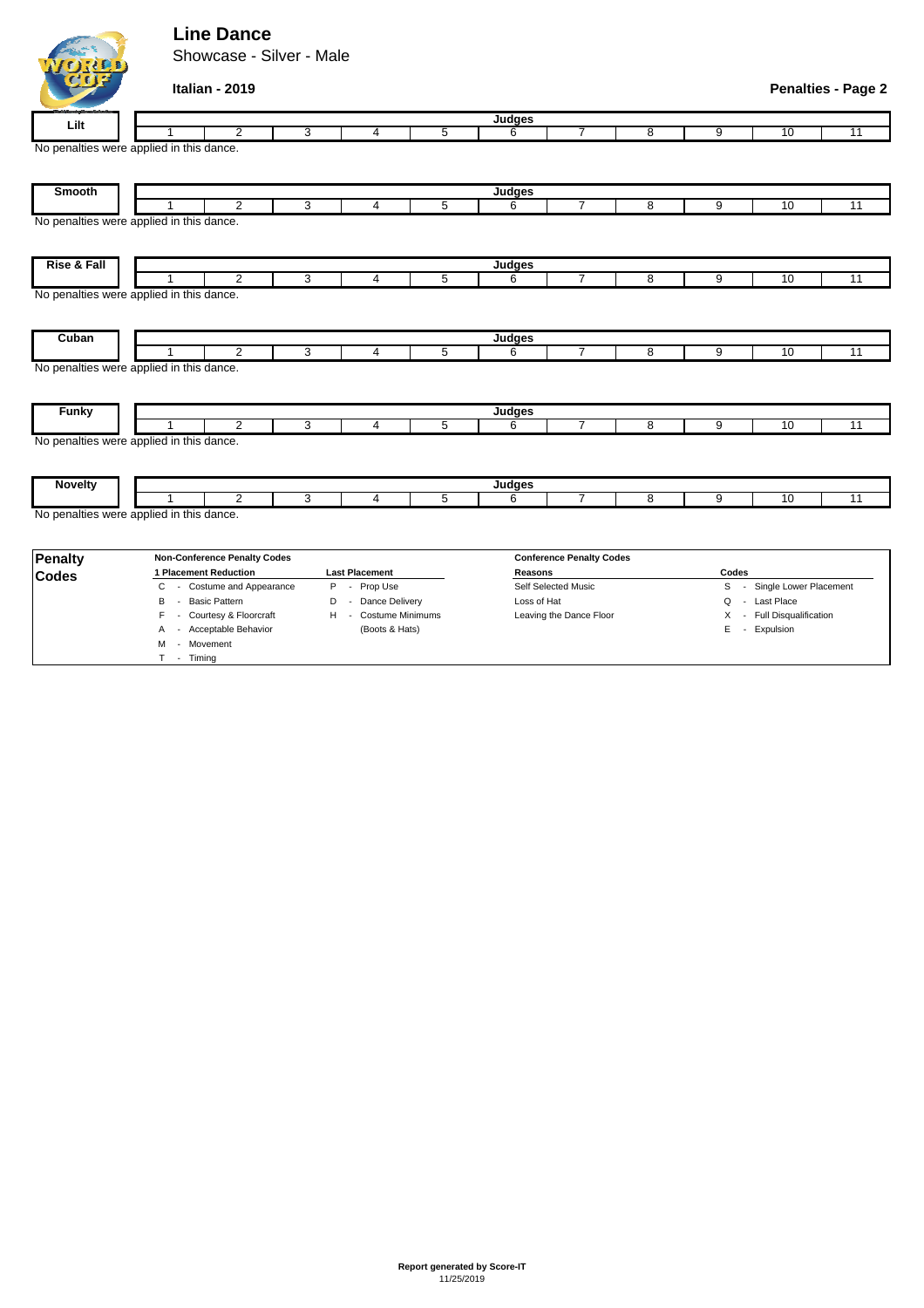# Line Dance

Showcase - Silver - Male

**Italian - 2019**

**Penalties - Page 2**

| Lilt | Judges | | | | | | | | | | |
|---|---|---|---|---|---|---|---|---|---|---|---|
| | 1 | 2 | 3 | 4 | 5 | 6 | 7 | 8 | 9 | 10 | 11 |

No penalties were applied in this dance.

| Smooth | Judges | | | | | | | | | | |
|---|---|---|---|---|---|---|---|---|---|---|---|
| | 1 | 2 | 3 | 4 | 5 | 6 | 7 | 8 | 9 | 10 | 11 |

No penalties were applied in this dance.

| Rise & Fall | Judges | | | | | | | | | | |
|---|---|---|---|---|---|---|---|---|---|---|---|
| | 1 | 2 | 3 | 4 | 5 | 6 | 7 | 8 | 9 | 10 | 11 |

No penalties were applied in this dance.

| Cuban | Judges | | | | | | | | | | |
|---|---|---|---|---|---|---|---|---|---|---|---|
| | 1 | 2 | 3 | 4 | 5 | 6 | 7 | 8 | 9 | 10 | 11 |

No penalties were applied in this dance.

| Funky | Judges | | | | | | | | | | |
|---|---|---|---|---|---|---|---|---|---|---|---|
| | 1 | 2 | 3 | 4 | 5 | 6 | 7 | 8 | 9 | 10 | 11 |

No penalties were applied in this dance.

| Novelty | Judges | | | | | | | | | | |
|---|---|---|---|---|---|---|---|---|---|---|---|
| | 1 | 2 | 3 | 4 | 5 | 6 | 7 | 8 | 9 | 10 | 11 |

No penalties were applied in this dance.

## Penalty Codes

**Non-Conference Penalty Codes**

| 1 Placement Reduction | Last Placement |
|---|---|
| C - Costume and Appearance | P - Prop Use |
| B - Basic Pattern | D - Dance Delivery |
| F - Courtesy & Floorcraft | H - Costume Minimums (Boots & Hats) |
| A - Acceptable Behavior | |
| M - Movement | |
| T - Timing | |

**Conference Penalty Codes**

| Reasons | Codes |
|---|---|
| Self Selected Music | S - Single Lower Placement |
| Loss of Hat | Q - Last Place |
| Leaving the Dance Floor | X - Full Disqualification |
| | E - Expulsion |

**Report generated by Score-IT**
11/25/2019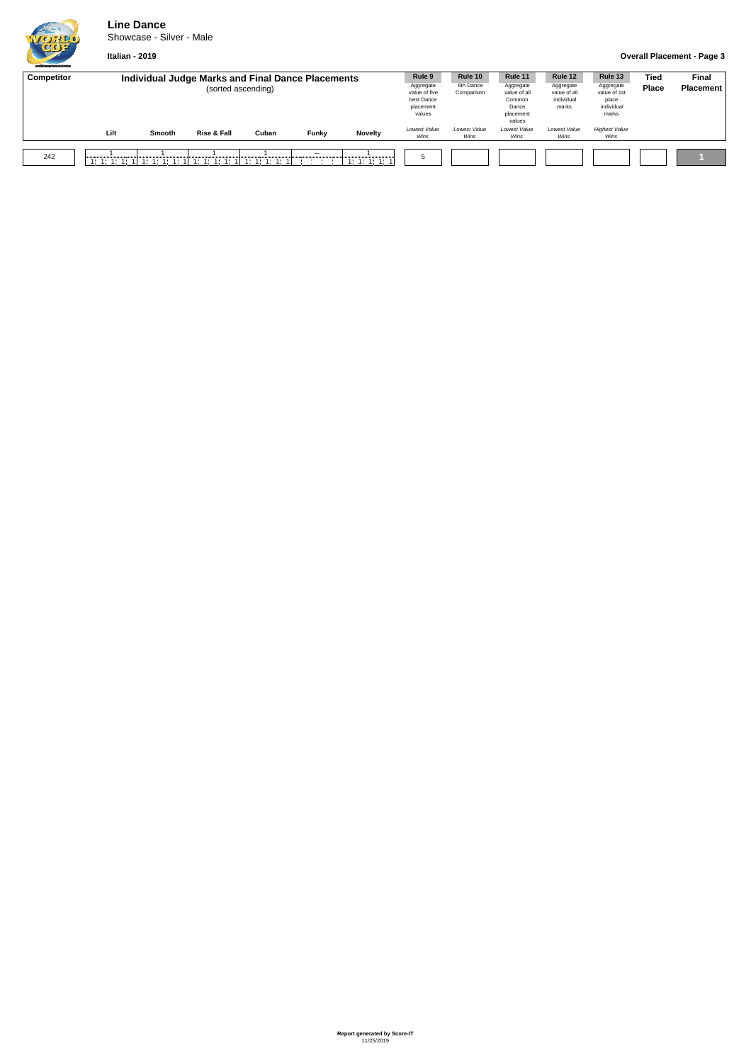# Line Dance

Showcase - Silver - Male

**Italian - 2019**

**Overall Placement - Page 3**

| Competitor | Individual Judge Marks and Final Dance Placements (sorted ascending) | | | | | | Rule 9 Aggregate value of five best Dance placement values | Rule 10 6th Dance Comparison | Rule 11 Aggregate value of all Common Dance placement values | Rule 12 Aggregate value of all individual marks | Rule 13 Aggregate value of 1st place individual marks | Tied Place | Final Placement |
|---|---|---|---|---|---|---|---|---|---|---|---|---|---|
| | Lilt | Smooth | Rise & Fall | Cuban | Funky | Novelty | *Lowest Value Wins* | *Lowest Value Wins* | *Lowest Value Wins* | *Lowest Value Wins* | *Highest Value Wins* | | |
| 242 | 1<br>1 1 1 1 1 | 1<br>1 1 1 1 1 | 1<br>1 1 1 1 1 | 1<br>1 1 1 1 1 | --<br> | 1<br>1 1 1 1 1 | 5 | | | | | | 1 |

**Report generated by Score-IT**
11/25/2019